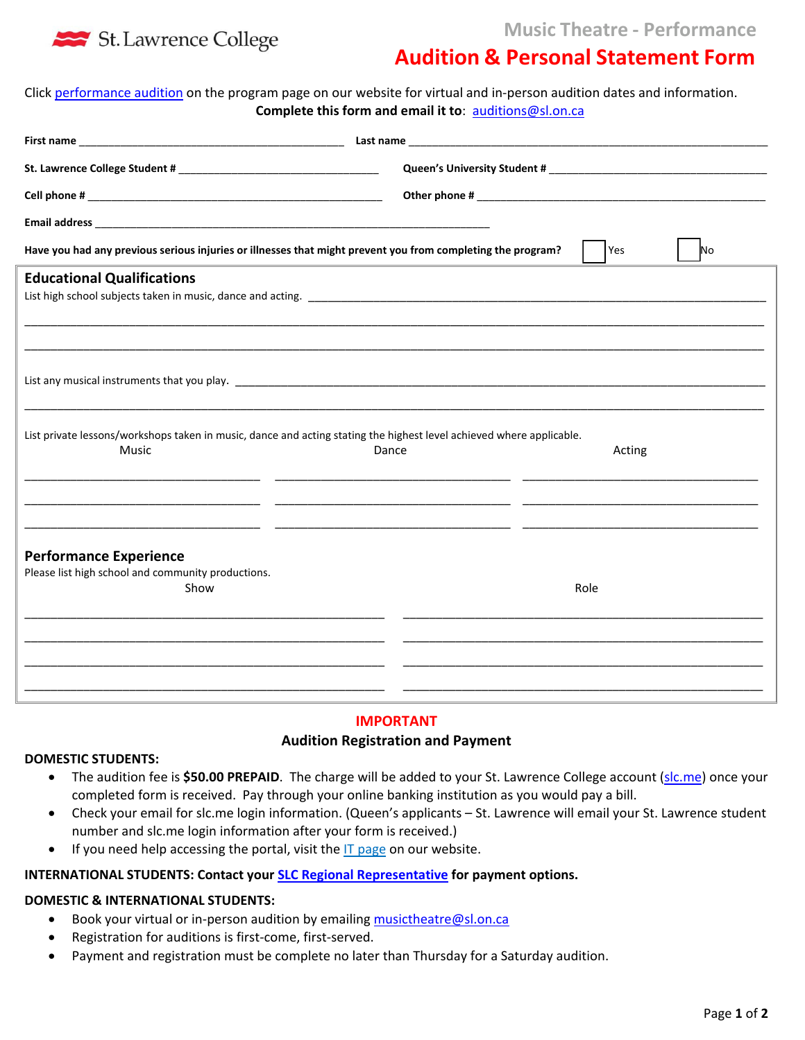St. Lawrence College

# Music Theatre - Performance

# Audition & Personal Statement Form

Click performance audition on the program page on our website for virtual and in-person audition dates and information.

**Complete this form and email it to**: auditions@sl.on.ca

**First name** ______________________________ **Last name** ______________________________

**St. Lawrence College Student #** ______________________________ **Queen's University Student #** ______________________________

**Cell phone #** ______________________________ **Other phone #** ______________________________

**Email address** ______________________________

**Have you had any previous serious injuries or illnesses that might prevent you from completing the program?** ☐ Yes ☐ No

## Educational Qualifications

List high school subjects taken in music, dance and acting. ______________________________

______________________________

______________________________

List any musical instruments that you play. ______________________________

______________________________

List private lessons/workshops taken in music, dance and acting stating the highest level achieved where applicable.

| Music | Dance | Acting |
| --- | --- | --- |
| | | |
| | | |
| | | |

## Performance Experience

Please list high school and community productions.

| Show | Role |
| --- | --- |
| | |
| | |
| | |
| | |

## IMPORTANT

### Audition Registration and Payment

**DOMESTIC STUDENTS:**

- The audition fee is **$50.00 PREPAID**. The charge will be added to your St. Lawrence College account (slc.me) once your completed form is received. Pay through your online banking institution as you would pay a bill.
- Check your email for slc.me login information. (Queen's applicants – St. Lawrence will email your St. Lawrence student number and slc.me login information after your form is received.)
- If you need help accessing the portal, visit the IT page on our website.

**INTERNATIONAL STUDENTS: Contact your SLC Regional Representative for payment options.**

**DOMESTIC & INTERNATIONAL STUDENTS:**

- Book your virtual or in-person audition by emailing musictheatre@sl.on.ca
- Registration for auditions is first-come, first-served.
- Payment and registration must be complete no later than Thursday for a Saturday audition.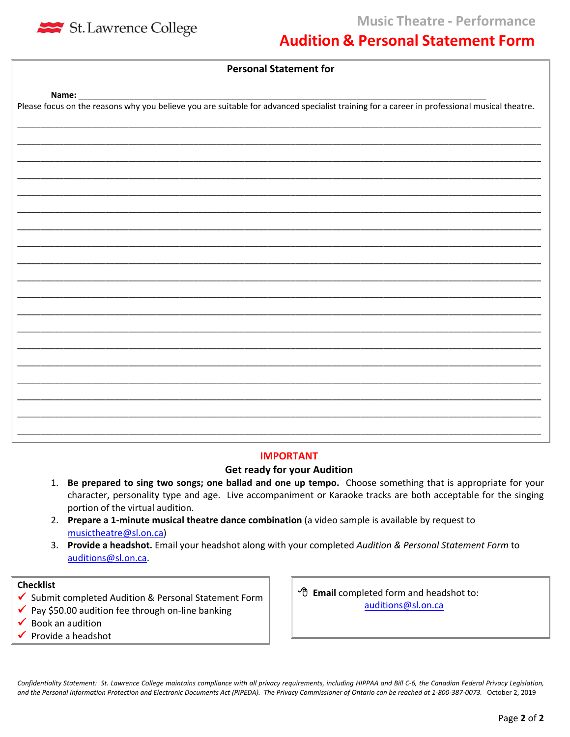St. Lawrence College

Music Theatre - Performance

# Audition & Personal Statement Form

**Personal Statement for**

**Name:** ______________________________________________

Please focus on the reasons why you believe you are suitable for advanced specialist training for a career in professional musical theatre.

____________________________________________________________________________________________________

____________________________________________________________________________________________________

____________________________________________________________________________________________________

____________________________________________________________________________________________________

____________________________________________________________________________________________________

____________________________________________________________________________________________________

____________________________________________________________________________________________________

____________________________________________________________________________________________________

____________________________________________________________________________________________________

____________________________________________________________________________________________________

____________________________________________________________________________________________________

____________________________________________________________________________________________________

____________________________________________________________________________________________________

____________________________________________________________________________________________________

____________________________________________________________________________________________________

____________________________________________________________________________________________________

____________________________________________________________________________________________________

____________________________________________________________________________________________________

____________________________________________________________________________________________________

## IMPORTANT

### Get ready for your Audition

1. **Be prepared to sing two songs; one ballad and one up tempo.** Choose something that is appropriate for your character, personality type and age. Live accompaniment or Karaoke tracks are both acceptable for the singing portion of the virtual audition.
2. **Prepare a 1-minute musical theatre dance combination** (a video sample is available by request to musictheatre@sl.on.ca)
3. **Provide a headshot.** Email your headshot along with your completed *Audition & Personal Statement Form* to auditions@sl.on.ca.

**Checklist**

- ✓ Submit completed Audition & Personal Statement Form
- ✓ Pay $50.00 audition fee through on-line banking
- ✓ Book an audition
- ✓ Provide a headshot

**Email** completed form and headshot to: auditions@sl.on.ca

*Confidentiality Statement: St. Lawrence College maintains compliance with all privacy requirements, including HIPPAA and Bill C-6, the Canadian Federal Privacy Legislation, and the Personal Information Protection and Electronic Documents Act (PIPEDA). The Privacy Commissioner of Ontario can be reached at 1-800-387-0073.* October 2, 2019